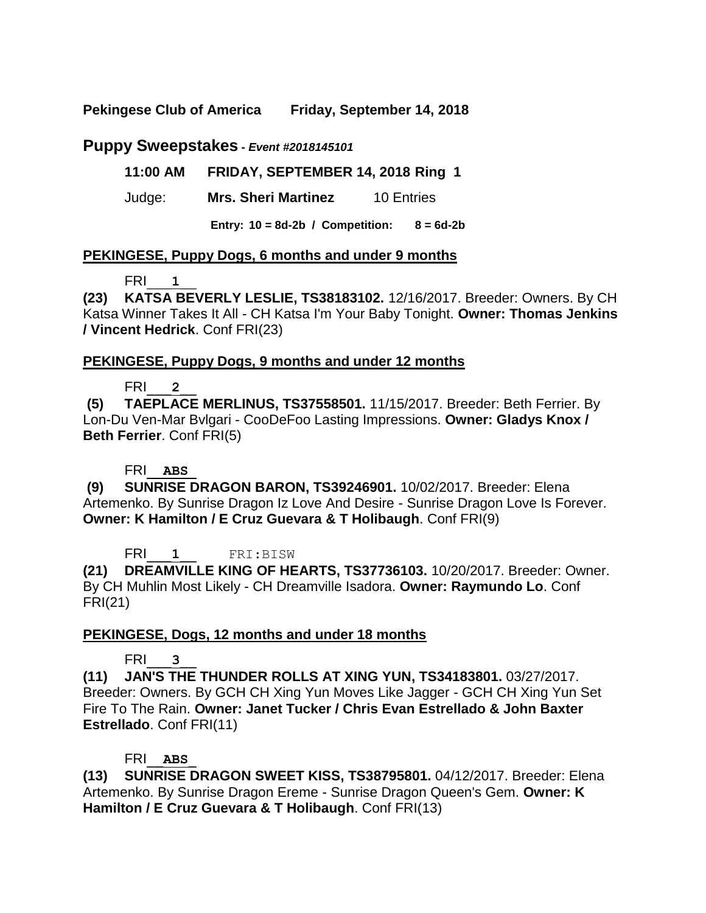**Pekingese Club of America  Friday, September 14, 2018**

## Puppy Sweepstakes *- Event #2018145101*

**11:00 AM  FRIDAY, SEPTEMBER 14, 2018 Ring 1**

Judge: **Mrs. Sheri Martinez** 10 Entries

**Entry: 10 = 8d-2b / Competition: 8 = 6d-2b**

### PEKINGESE, Puppy Dogs, 6 months and under 9 months

FRI 1

**(23) KATSA BEVERLY LESLIE, TS38183102.** 12/16/2017. Breeder: Owners. By CH Katsa Winner Takes It All - CH Katsa I'm Your Baby Tonight. **Owner: Thomas Jenkins / Vincent Hedrick**. Conf FRI(23)

### PEKINGESE, Puppy Dogs, 9 months and under 12 months

FRI 2

**(5) TAEPLACE MERLINUS, TS37558501.** 11/15/2017. Breeder: Beth Ferrier. By Lon-Du Ven-Mar Bvlgari - CooDeFoo Lasting Impressions. **Owner: Gladys Knox / Beth Ferrier**. Conf FRI(5)

FRI ABS

**(9) SUNRISE DRAGON BARON, TS39246901.** 10/02/2017. Breeder: Elena Artemenko. By Sunrise Dragon Iz Love And Desire - Sunrise Dragon Love Is Forever. **Owner: K Hamilton / E Cruz Guevara & T Holibaugh**. Conf FRI(9)

FRI 1 FRI:BISW

**(21) DREAMVILLE KING OF HEARTS, TS37736103.** 10/20/2017. Breeder: Owner. By CH Muhlin Most Likely - CH Dreamville Isadora. **Owner: Raymundo Lo**. Conf FRI(21)

### PEKINGESE, Dogs, 12 months and under 18 months

FRI 3

**(11) JAN'S THE THUNDER ROLLS AT XING YUN, TS34183801.** 03/27/2017. Breeder: Owners. By GCH CH Xing Yun Moves Like Jagger - GCH CH Xing Yun Set Fire To The Rain. **Owner: Janet Tucker / Chris Evan Estrellado & John Baxter Estrellado**. Conf FRI(11)

FRI ABS

**(13) SUNRISE DRAGON SWEET KISS, TS38795801.** 04/12/2017. Breeder: Elena Artemenko. By Sunrise Dragon Ereme - Sunrise Dragon Queen's Gem. **Owner: K Hamilton / E Cruz Guevara & T Holibaugh**. Conf FRI(13)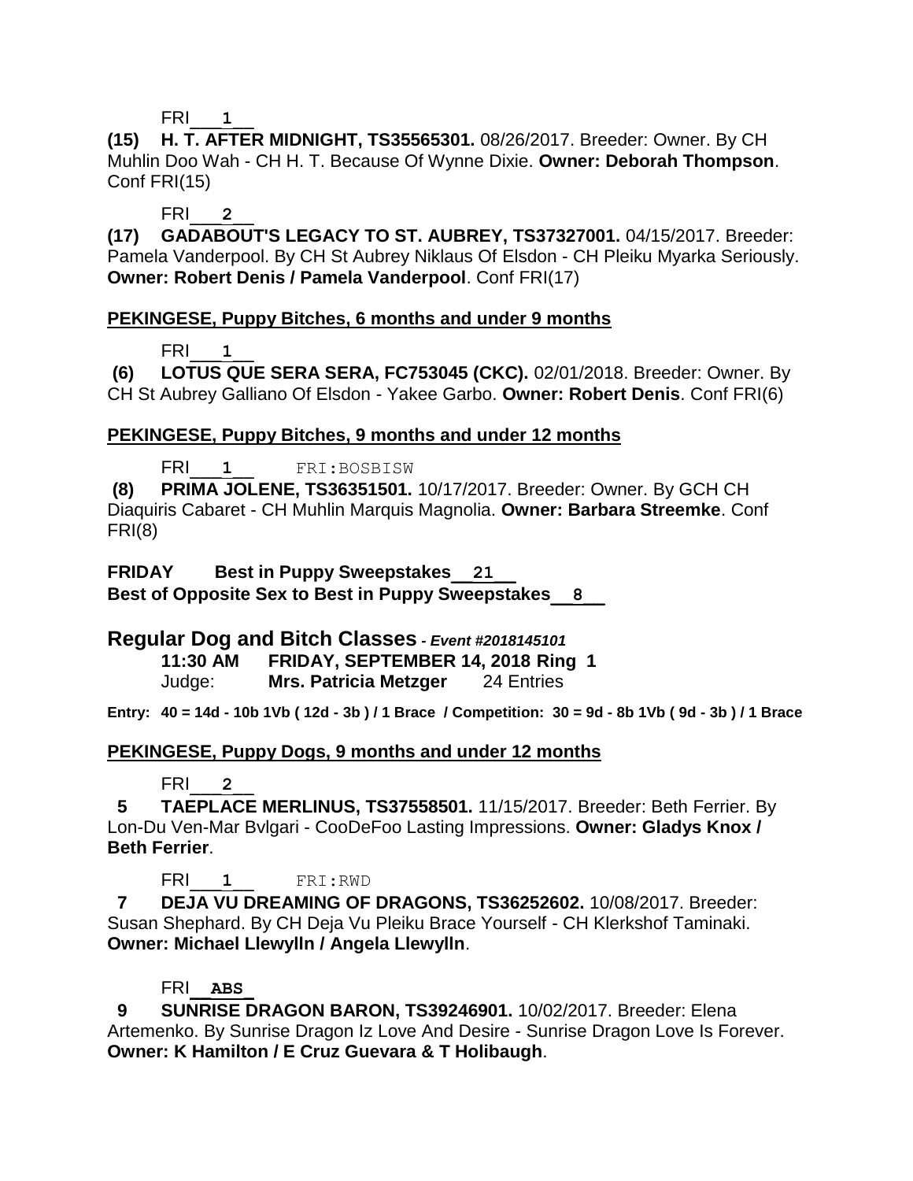FRI 1

**(15) H. T. AFTER MIDNIGHT, TS35565301.** 08/26/2017. Breeder: Owner. By CH Muhlin Doo Wah - CH H. T. Because Of Wynne Dixie. **Owner: Deborah Thompson**. Conf FRI(15)

FRI 2

**(17) GADABOUT'S LEGACY TO ST. AUBREY, TS37327001.** 04/15/2017. Breeder: Pamela Vanderpool. By CH St Aubrey Niklaus Of Elsdon - CH Pleiku Myarka Seriously. **Owner: Robert Denis / Pamela Vanderpool**. Conf FRI(17)

**PEKINGESE, Puppy Bitches, 6 months and under 9 months**

FRI 1

**(6) LOTUS QUE SERA SERA, FC753045 (CKC).** 02/01/2018. Breeder: Owner. By CH St Aubrey Galliano Of Elsdon - Yakee Garbo. **Owner: Robert Denis**. Conf FRI(6)

**PEKINGESE, Puppy Bitches, 9 months and under 12 months**

FRI 1 FRI:BOSBISW

**(8) PRIMA JOLENE, TS36351501.** 10/17/2017. Breeder: Owner. By GCH CH Diaquiris Cabaret - CH Muhlin Marquis Magnolia. **Owner: Barbara Streemke**. Conf FRI(8)

**FRIDAY Best in Puppy Sweepstakes 21**
**Best of Opposite Sex to Best in Puppy Sweepstakes 8**

## Regular Dog and Bitch Classes *- Event #2018145101*

**11:30 AM FRIDAY, SEPTEMBER 14, 2018 Ring 1**
Judge: **Mrs. Patricia Metzger** 24 Entries

**Entry: 40 = 14d - 10b 1Vb ( 12d - 3b ) / 1 Brace / Competition: 30 = 9d - 8b 1Vb ( 9d - 3b ) / 1 Brace**

**PEKINGESE, Puppy Dogs, 9 months and under 12 months**

FRI 2

**5 TAEPLACE MERLINUS, TS37558501.** 11/15/2017. Breeder: Beth Ferrier. By Lon-Du Ven-Mar Bvlgari - CooDeFoo Lasting Impressions. **Owner: Gladys Knox / Beth Ferrier**.

FRI 1 FRI:RWD

**7 DEJA VU DREAMING OF DRAGONS, TS36252602.** 10/08/2017. Breeder: Susan Shephard. By CH Deja Vu Pleiku Brace Yourself - CH Klerkshof Taminaki. **Owner: Michael Llewylln / Angela Llewylln**.

FRI **ABS**

**9 SUNRISE DRAGON BARON, TS39246901.** 10/02/2017. Breeder: Elena Artemenko. By Sunrise Dragon Iz Love And Desire - Sunrise Dragon Love Is Forever. **Owner: K Hamilton / E Cruz Guevara & T Holibaugh**.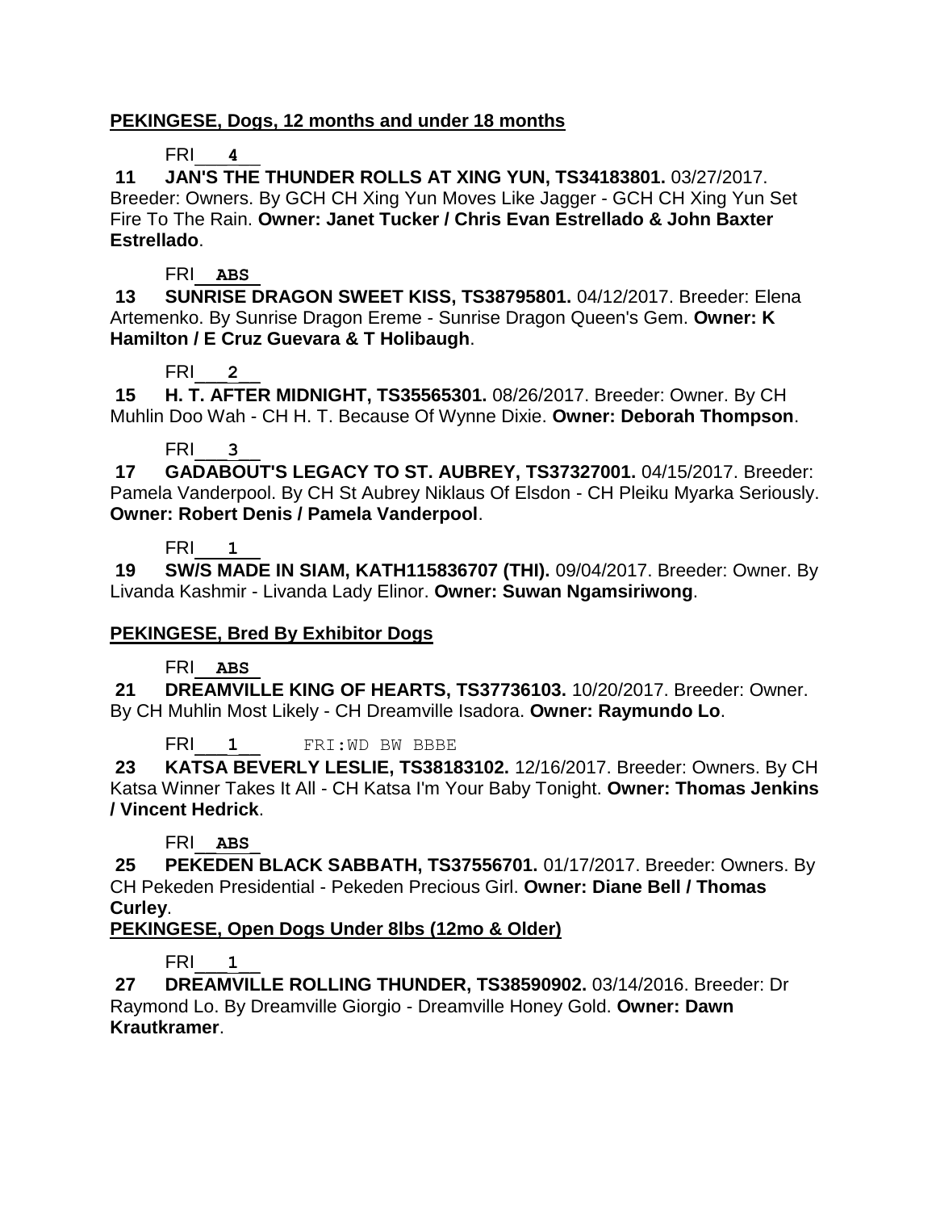**PEKINGESE, Dogs, 12 months and under 18 months**

FRI___4___

**11 JAN'S THE THUNDER ROLLS AT XING YUN, TS34183801.** 03/27/2017. Breeder: Owners. By GCH CH Xing Yun Moves Like Jagger - GCH CH Xing Yun Set Fire To The Rain. **Owner: Janet Tucker / Chris Evan Estrellado & John Baxter Estrellado**.

FRI__ABS__

**13 SUNRISE DRAGON SWEET KISS, TS38795801.** 04/12/2017. Breeder: Elena Artemenko. By Sunrise Dragon Ereme - Sunrise Dragon Queen's Gem. **Owner: K Hamilton / E Cruz Guevara & T Holibaugh**.

FRI___2___

**15 H. T. AFTER MIDNIGHT, TS35565301.** 08/26/2017. Breeder: Owner. By CH Muhlin Doo Wah - CH H. T. Because Of Wynne Dixie. **Owner: Deborah Thompson**.

FRI___3___

**17 GADABOUT'S LEGACY TO ST. AUBREY, TS37327001.** 04/15/2017. Breeder: Pamela Vanderpool. By CH St Aubrey Niklaus Of Elsdon - CH Pleiku Myarka Seriously. **Owner: Robert Denis / Pamela Vanderpool**.

FRI___1___

**19 SW/S MADE IN SIAM, KATH115836707 (THI).** 09/04/2017. Breeder: Owner. By Livanda Kashmir - Livanda Lady Elinor. **Owner: Suwan Ngamsiriwong**.

**PEKINGESE, Bred By Exhibitor Dogs**

FRI__ABS__

**21 DREAMVILLE KING OF HEARTS, TS37736103.** 10/20/2017. Breeder: Owner. By CH Muhlin Most Likely - CH Dreamville Isadora. **Owner: Raymundo Lo**.

FRI___1___ FRI:WD BW BBBE

**23 KATSA BEVERLY LESLIE, TS38183102.** 12/16/2017. Breeder: Owners. By CH Katsa Winner Takes It All - CH Katsa I'm Your Baby Tonight. **Owner: Thomas Jenkins / Vincent Hedrick**.

FRI__ABS__

**25 PEKEDEN BLACK SABBATH, TS37556701.** 01/17/2017. Breeder: Owners. By CH Pekeden Presidential - Pekeden Precious Girl. **Owner: Diane Bell / Thomas Curley**.

**PEKINGESE, Open Dogs Under 8lbs (12mo & Older)**

FRI___1___

**27 DREAMVILLE ROLLING THUNDER, TS38590902.** 03/14/2016. Breeder: Dr Raymond Lo. By Dreamville Giorgio - Dreamville Honey Gold. **Owner: Dawn Krautkramer**.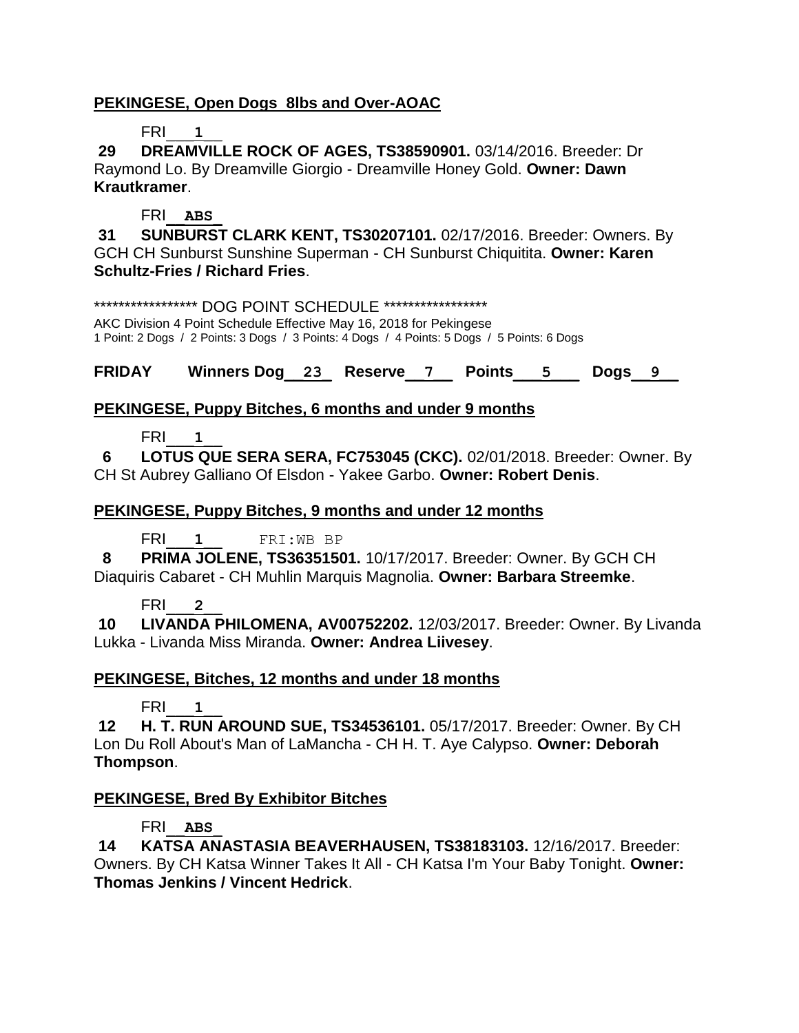**PEKINGESE, Open Dogs 8lbs and Over-AOAC**

FRI___1___

**29 DREAMVILLE ROCK OF AGES, TS38590901.** 03/14/2016. Breeder: Dr Raymond Lo. By Dreamville Giorgio - Dreamville Honey Gold. **Owner: Dawn Krautkramer**.

FRI__ABS__

**31 SUNBURST CLARK KENT, TS30207101.** 02/17/2016. Breeder: Owners. By GCH CH Sunburst Sunshine Superman - CH Sunburst Chiquitita. **Owner: Karen Schultz-Fries / Richard Fries**.

***************** DOG POINT SCHEDULE *****************

AKC Division 4 Point Schedule Effective May 16, 2018 for Pekingese

1 Point: 2 Dogs / 2 Points: 3 Dogs / 3 Points: 4 Dogs / 4 Points: 5 Dogs / 5 Points: 6 Dogs

**FRIDAY Winners Dog__23__ Reserve__7__ Points___5___ Dogs__9__**

**PEKINGESE, Puppy Bitches, 6 months and under 9 months**

FRI___1___

**6 LOTUS QUE SERA SERA, FC753045 (CKC).** 02/01/2018. Breeder: Owner. By CH St Aubrey Galliano Of Elsdon - Yakee Garbo. **Owner: Robert Denis**.

**PEKINGESE, Puppy Bitches, 9 months and under 12 months**

FRI___1___ FRI:WB BP

**8 PRIMA JOLENE, TS36351501.** 10/17/2017. Breeder: Owner. By GCH CH Diaquiris Cabaret - CH Muhlin Marquis Magnolia. **Owner: Barbara Streemke**.

FRI___2___

**10 LIVANDA PHILOMENA, AV00752202.** 12/03/2017. Breeder: Owner. By Livanda Lukka - Livanda Miss Miranda. **Owner: Andrea Liivesey**.

**PEKINGESE, Bitches, 12 months and under 18 months**

FRI___1___

**12 H. T. RUN AROUND SUE, TS34536101.** 05/17/2017. Breeder: Owner. By CH Lon Du Roll About's Man of LaMancha - CH H. T. Aye Calypso. **Owner: Deborah Thompson**.

**PEKINGESE, Bred By Exhibitor Bitches**

FRI__ABS__

**14 KATSA ANASTASIA BEAVERHAUSEN, TS38183103.** 12/16/2017. Breeder: Owners. By CH Katsa Winner Takes It All - CH Katsa I'm Your Baby Tonight. **Owner: Thomas Jenkins / Vincent Hedrick**.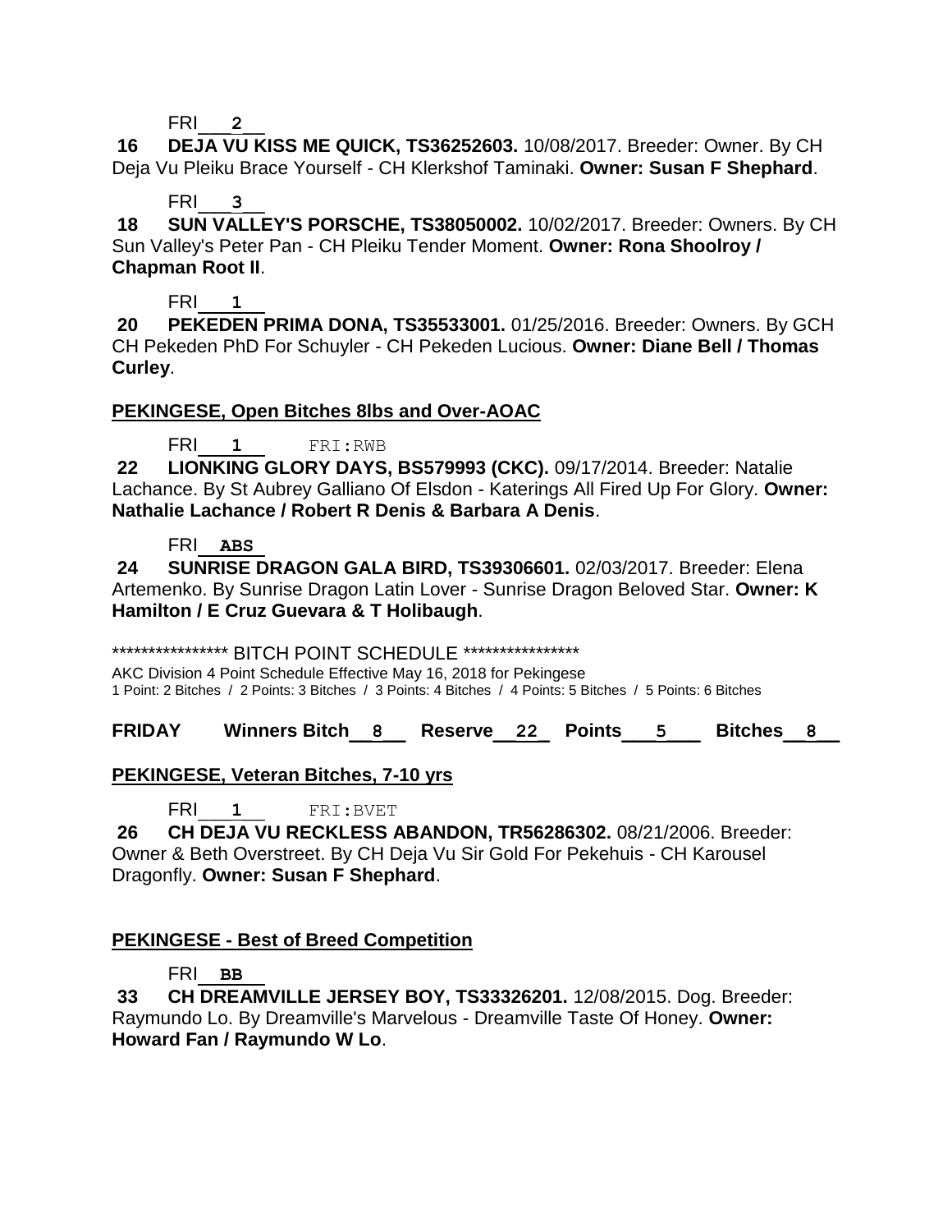FRI 2

**16 DEJA VU KISS ME QUICK, TS36252603.** 10/08/2017. Breeder: Owner. By CH Deja Vu Pleiku Brace Yourself - CH Klerkshof Taminaki. **Owner: Susan F Shephard**.

FRI 3

**18 SUN VALLEY'S PORSCHE, TS38050002.** 10/02/2017. Breeder: Owners. By CH Sun Valley's Peter Pan - CH Pleiku Tender Moment. **Owner: Rona Shoolroy / Chapman Root II**.

FRI 1

**20 PEKEDEN PRIMA DONA, TS35533001.** 01/25/2016. Breeder: Owners. By GCH CH Pekeden PhD For Schuyler - CH Pekeden Lucious. **Owner: Diane Bell / Thomas Curley**.

**PEKINGESE, Open Bitches 8lbs and Over-AOAC**

FRI 1 FRI:RWB

**22 LIONKING GLORY DAYS, BS579993 (CKC).** 09/17/2014. Breeder: Natalie Lachance. By St Aubrey Galliano Of Elsdon - Katerings All Fired Up For Glory. **Owner: Nathalie Lachance / Robert R Denis & Barbara A Denis**.

FRI ABS

**24 SUNRISE DRAGON GALA BIRD, TS39306601.** 02/03/2017. Breeder: Elena Artemenko. By Sunrise Dragon Latin Lover - Sunrise Dragon Beloved Star. **Owner: K Hamilton / E Cruz Guevara & T Holibaugh**.

**************** BITCH POINT SCHEDULE ****************

AKC Division 4 Point Schedule Effective May 16, 2018 for Pekingese
1 Point: 2 Bitches / 2 Points: 3 Bitches / 3 Points: 4 Bitches / 4 Points: 5 Bitches / 5 Points: 6 Bitches

**FRIDAY Winners Bitch 8 Reserve 22 Points 5 Bitches 8**

**PEKINGESE, Veteran Bitches, 7-10 yrs**

FRI 1 FRI:BVET

**26 CH DEJA VU RECKLESS ABANDON, TR56286302.** 08/21/2006. Breeder: Owner & Beth Overstreet. By CH Deja Vu Sir Gold For Pekehuis - CH Karousel Dragonfly. **Owner: Susan F Shephard**.

**PEKINGESE - Best of Breed Competition**

FRI BB

**33 CH DREAMVILLE JERSEY BOY, TS33326201.** 12/08/2015. Dog. Breeder: Raymundo Lo. By Dreamville's Marvelous - Dreamville Taste Of Honey. **Owner: Howard Fan / Raymundo W Lo**.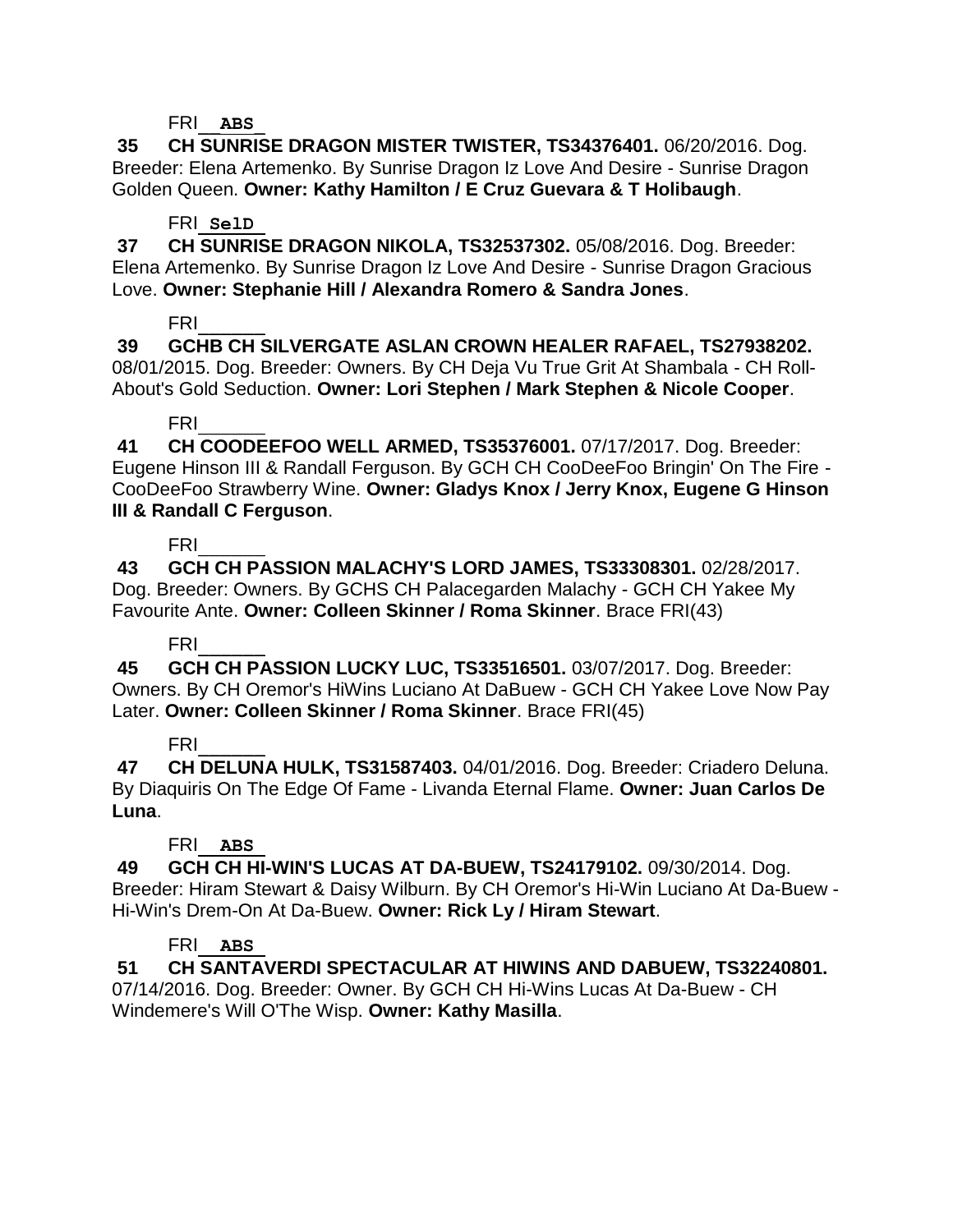FRI **ABS**

**35 CH SUNRISE DRAGON MISTER TWISTER, TS34376401.** 06/20/2016. Dog. Breeder: Elena Artemenko. By Sunrise Dragon Iz Love And Desire - Sunrise Dragon Golden Queen. **Owner: Kathy Hamilton / E Cruz Guevara & T Holibaugh**.

FRI **SelD**

**37 CH SUNRISE DRAGON NIKOLA, TS32537302.** 05/08/2016. Dog. Breeder: Elena Artemenko. By Sunrise Dragon Iz Love And Desire - Sunrise Dragon Gracious Love. **Owner: Stephanie Hill / Alexandra Romero & Sandra Jones**.

FRI______

**39 GCHB CH SILVERGATE ASLAN CROWN HEALER RAFAEL, TS27938202.** 08/01/2015. Dog. Breeder: Owners. By CH Deja Vu True Grit At Shambala - CH Roll-About's Gold Seduction. **Owner: Lori Stephen / Mark Stephen & Nicole Cooper**.

FRI______

**41 CH COODEEFOO WELL ARMED, TS35376001.** 07/17/2017. Dog. Breeder: Eugene Hinson III & Randall Ferguson. By GCH CH CooDeeFoo Bringin' On The Fire - CooDeeFoo Strawberry Wine. **Owner: Gladys Knox / Jerry Knox, Eugene G Hinson III & Randall C Ferguson**.

FRI______

**43 GCH CH PASSION MALACHY'S LORD JAMES, TS33308301.** 02/28/2017. Dog. Breeder: Owners. By GCHS CH Palacegarden Malachy - GCH CH Yakee My Favourite Ante. **Owner: Colleen Skinner / Roma Skinner**. Brace FRI(43)

FRI______

**45 GCH CH PASSION LUCKY LUC, TS33516501.** 03/07/2017. Dog. Breeder: Owners. By CH Oremor's HiWins Luciano At DaBuew - GCH CH Yakee Love Now Pay Later. **Owner: Colleen Skinner / Roma Skinner**. Brace FRI(45)

FRI______

**47 CH DELUNA HULK, TS31587403.** 04/01/2016. Dog. Breeder: Criadero Deluna. By Diaquiris On The Edge Of Fame - Livanda Eternal Flame. **Owner: Juan Carlos De Luna**.

FRI **ABS**

**49 GCH CH HI-WIN'S LUCAS AT DA-BUEW, TS24179102.** 09/30/2014. Dog. Breeder: Hiram Stewart & Daisy Wilburn. By CH Oremor's Hi-Win Luciano At Da-Buew - Hi-Win's Drem-On At Da-Buew. **Owner: Rick Ly / Hiram Stewart**.

FRI **ABS**

**51 CH SANTAVERDI SPECTACULAR AT HIWINS AND DABUEW, TS32240801.** 07/14/2016. Dog. Breeder: Owner. By GCH CH Hi-Wins Lucas At Da-Buew - CH Windemere's Will O'The Wisp. **Owner: Kathy Masilla**.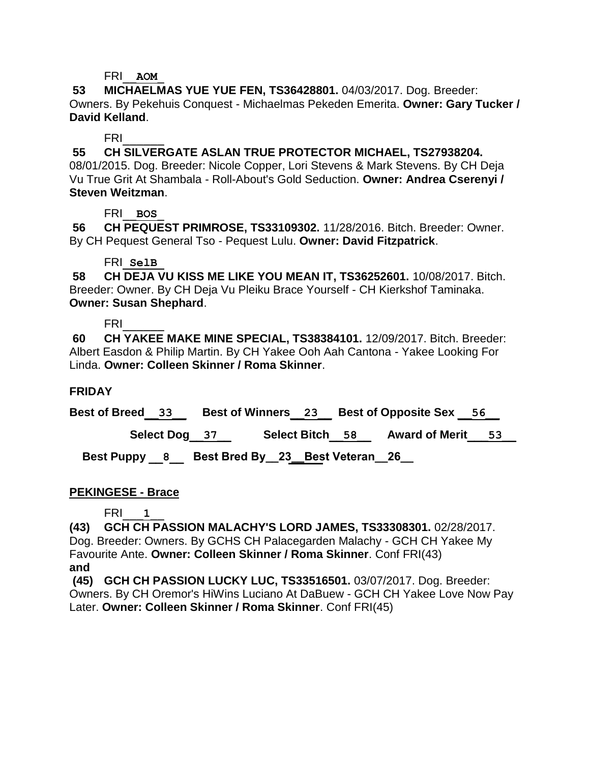FRI__AOM__

**53 MICHAELMAS YUE YUE FEN, TS36428801.** 04/03/2017. Dog. Breeder: Owners. By Pekehuis Conquest - Michaelmas Pekeden Emerita. **Owner: Gary Tucker / David Kelland**.

FRI______

**55 CH SILVERGATE ASLAN TRUE PROTECTOR MICHAEL, TS27938204.** 08/01/2015. Dog. Breeder: Nicole Copper, Lori Stevens & Mark Stevens. By CH Deja Vu True Grit At Shambala - Roll-About's Gold Seduction. **Owner: Andrea Cserenyi / Steven Weitzman**.

FRI__BOS__

**56 CH PEQUEST PRIMROSE, TS33109302.** 11/28/2016. Bitch. Breeder: Owner. By CH Pequest General Tso - Pequest Lulu. **Owner: David Fitzpatrick**.

FRI_SelB__

**58 CH DEJA VU KISS ME LIKE YOU MEAN IT, TS36252601.** 10/08/2017. Bitch. Breeder: Owner. By CH Deja Vu Pleiku Brace Yourself - CH Kierkshof Taminaka. **Owner: Susan Shephard**.

FRI______

**60 CH YAKEE MAKE MINE SPECIAL, TS38384101.** 12/09/2017. Bitch. Breeder: Albert Easdon & Philip Martin. By CH Yakee Ooh Aah Cantona - Yakee Looking For Linda. **Owner: Colleen Skinner / Roma Skinner**.

**FRIDAY**

**Best of Breed**__33__ **Best of Winners**__23__ **Best of Opposite Sex** __56__

**Select Dog**__37__ **Select Bitch**__58__ **Award of Merit**___53__

**Best Puppy** __8__ **Best Bred By**__23__**Best Veteran**__26__

## PEKINGESE - Brace

FRI___1__

**(43) GCH CH PASSION MALACHY'S LORD JAMES, TS33308301.** 02/28/2017. Dog. Breeder: Owners. By GCHS CH Palacegarden Malachy - GCH CH Yakee My Favourite Ante. **Owner: Colleen Skinner / Roma Skinner**. Conf FRI(43)

**and**

**(45) GCH CH PASSION LUCKY LUC, TS33516501.** 03/07/2017. Dog. Breeder: Owners. By CH Oremor's HiWins Luciano At DaBuew - GCH CH Yakee Love Now Pay Later. **Owner: Colleen Skinner / Roma Skinner**. Conf FRI(45)